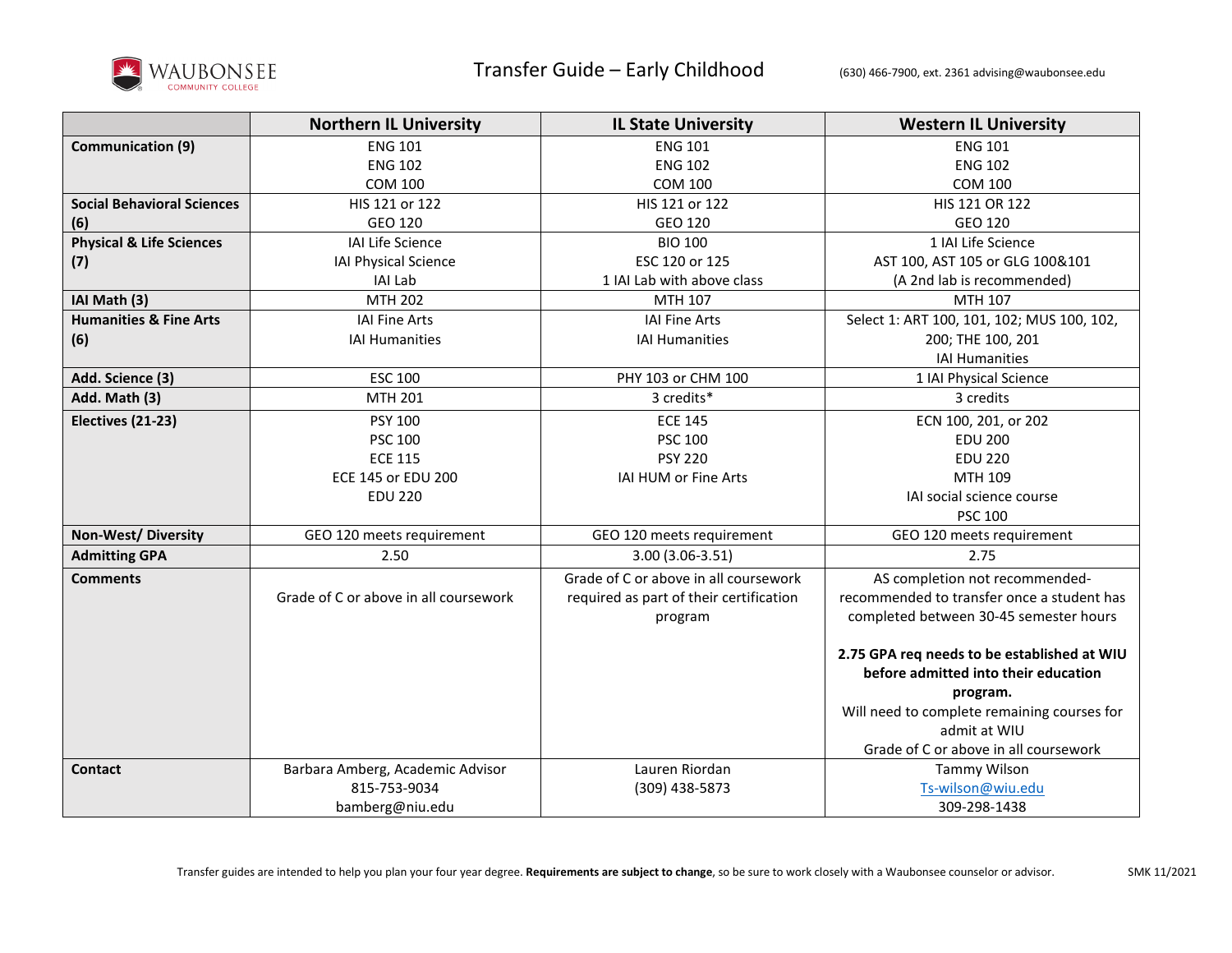# Transfer Guide – Early Childhood

(630) 466-7900, ext. 2361 advising@waubonsee.edu

| | Northern IL University | IL State University | Western IL University |
|---|---|---|---|
| **Communication (9)** | ENG 101<br>ENG 102<br>COM 100 | ENG 101<br>ENG 102<br>COM 100 | ENG 101<br>ENG 102<br>COM 100 |
| **Social Behavioral Sciences (6)** | HIS 121 or 122<br>GEO 120 | HIS 121 or 122<br>GEO 120 | HIS 121 OR 122<br>GEO 120 |
| **Physical & Life Sciences (7)** | IAI Life Science<br>IAI Physical Science<br>IAI Lab | BIO 100<br>ESC 120 or 125<br>1 IAI Lab with above class | 1 IAI Life Science<br>AST 100, AST 105 or GLG 100&101<br>(A 2nd lab is recommended) |
| **IAI Math (3)** | MTH 202 | MTH 107 | MTH 107 |
| **Humanities & Fine Arts (6)** | IAI Fine Arts<br>IAI Humanities | IAI Fine Arts<br>IAI Humanities | Select 1: ART 100, 101, 102; MUS 100, 102, 200; THE 100, 201<br>IAI Humanities |
| **Add. Science (3)** | ESC 100 | PHY 103 or CHM 100 | 1 IAI Physical Science |
| **Add. Math (3)** | MTH 201 | 3 credits* | 3 credits |
| **Electives (21-23)** | PSY 100<br>PSC 100<br>ECE 115<br>ECE 145 or EDU 200<br>EDU 220 | ECE 145<br>PSC 100<br>PSY 220<br>IAI HUM or Fine Arts | ECN 100, 201, or 202<br>EDU 200<br>EDU 220<br>MTH 109<br>IAI social science course<br>PSC 100 |
| **Non-West/ Diversity** | GEO 120 meets requirement | GEO 120 meets requirement | GEO 120 meets requirement |
| **Admitting GPA** | 2.50 | 3.00 (3.06-3.51) | 2.75 |
| **Comments** | Grade of C or above in all coursework | Grade of C or above in all coursework required as part of their certification program | AS completion not recommended- recommended to transfer once a student has completed between 30-45 semester hours<br><br>**2.75 GPA req needs to be established at WIU before admitted into their education program.**<br>Will need to complete remaining courses for admit at WIU<br>Grade of C or above in all coursework |
| **Contact** | Barbara Amberg, Academic Advisor<br>815-753-9034<br>bamberg@niu.edu | Lauren Riordan<br>(309) 438-5873 | Tammy Wilson<br>Ts-wilson@wiu.edu<br>309-298-1438 |

Transfer guides are intended to help you plan your four year degree. **Requirements are subject to change**, so be sure to work closely with a Waubonsee counselor or advisor.

SMK 11/2021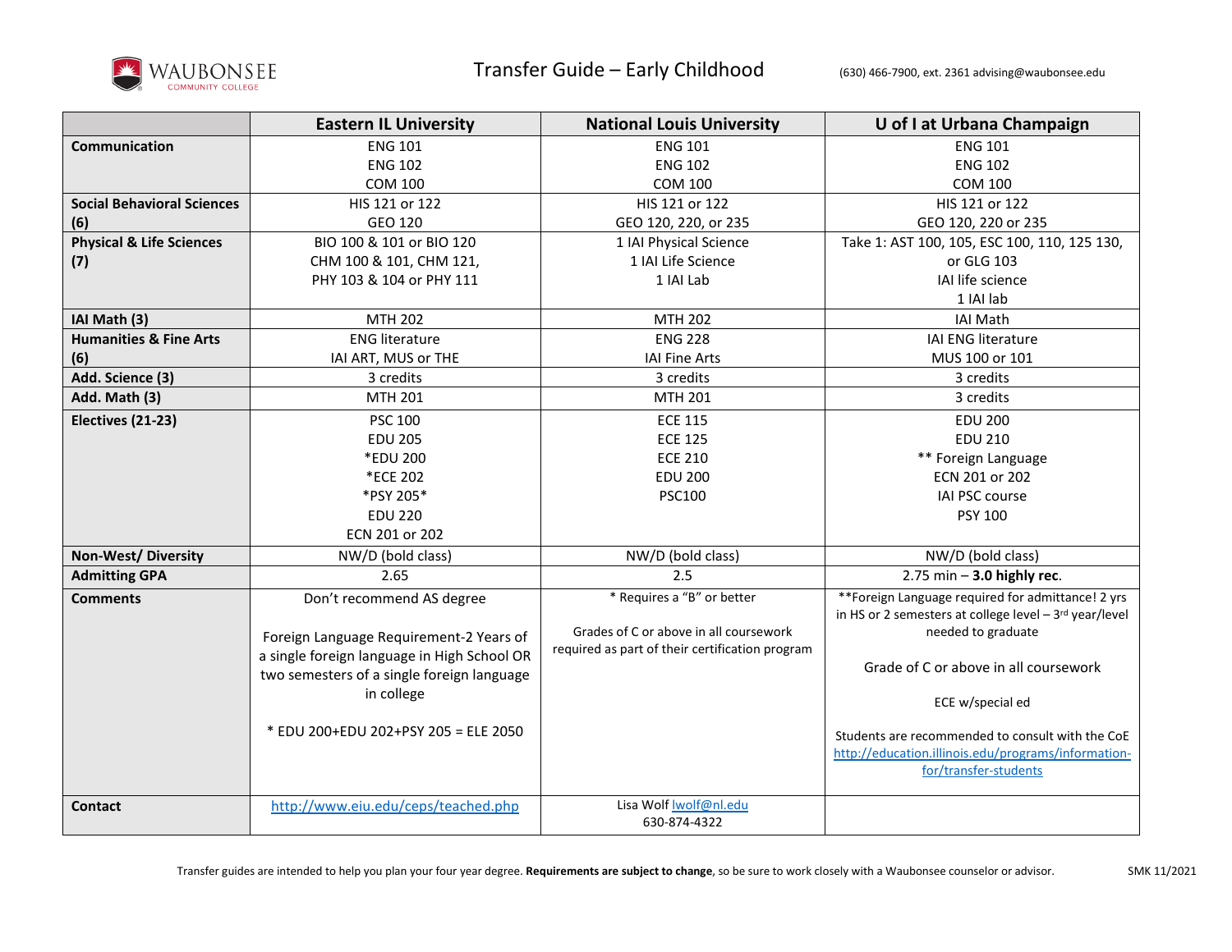# Transfer Guide – Early Childhood

(630) 466-7900, ext. 2361 advising@waubonsee.edu

| | Eastern IL University | National Louis University | U of I at Urbana Champaign |
|---|---|---|---|
| **Communication** | ENG 101<br>ENG 102<br>COM 100 | ENG 101<br>ENG 102<br>COM 100 | ENG 101<br>ENG 102<br>COM 100 |
| **Social Behavioral Sciences (6)** | HIS 121 or 122<br>GEO 120 | HIS 121 or 122<br>GEO 120, 220, or 235 | HIS 121 or 122<br>GEO 120, 220 or 235 |
| **Physical & Life Sciences (7)** | BIO 100 & 101 or BIO 120<br>CHM 100 & 101, CHM 121,<br>PHY 103 & 104 or PHY 111 | 1 IAI Physical Science<br>1 IAI Life Science<br>1 IAI Lab | Take 1: AST 100, 105, ESC 100, 110, 125 130, or GLG 103<br>IAI life science<br>1 IAI lab |
| **IAI Math (3)** | MTH 202 | MTH 202 | IAI Math |
| **Humanities & Fine Arts (6)** | ENG literature<br>IAI ART, MUS or THE | ENG 228<br>IAI Fine Arts | IAI ENG literature<br>MUS 100 or 101 |
| **Add. Science (3)** | 3 credits | 3 credits | 3 credits |
| **Add. Math (3)** | MTH 201 | MTH 201 | 3 credits |
| **Electives (21-23)** | PSC 100<br>EDU 205<br>*EDU 200<br>*ECE 202<br>*PSY 205*<br>EDU 220<br>ECN 201 or 202 | ECE 115<br>ECE 125<br>ECE 210<br>EDU 200<br>PSC100 | EDU 200<br>EDU 210<br>** Foreign Language<br>ECN 201 or 202<br>IAI PSC course<br>PSY 100 |
| **Non-West/ Diversity** | NW/D (bold class) | NW/D (bold class) | NW/D (bold class) |
| **Admitting GPA** | 2.65 | 2.5 | 2.75 min – **3.0 highly rec**. |
| **Comments** | Don't recommend AS degree<br><br>Foreign Language Requirement-2 Years of a single foreign language in High School OR two semesters of a single foreign language in college<br><br>* EDU 200+EDU 202+PSY 205 = ELE 2050 | * Requires a "B" or better<br><br>Grades of C or above in all coursework required as part of their certification program | **Foreign Language required for admittance! 2 yrs in HS or 2 semesters at college level – 3rd year/level needed to graduate<br><br>Grade of C or above in all coursework<br><br>ECE w/special ed<br><br>Students are recommended to consult with the CoE http://education.illinois.edu/programs/information-for/transfer-students |
| **Contact** | http://www.eiu.edu/ceps/teached.php | Lisa Wolf lwolf@nl.edu<br>630-874-4322 | |

Transfer guides are intended to help you plan your four year degree. **Requirements are subject to change**, so be sure to work closely with a Waubonsee counselor or advisor.

SMK 11/2021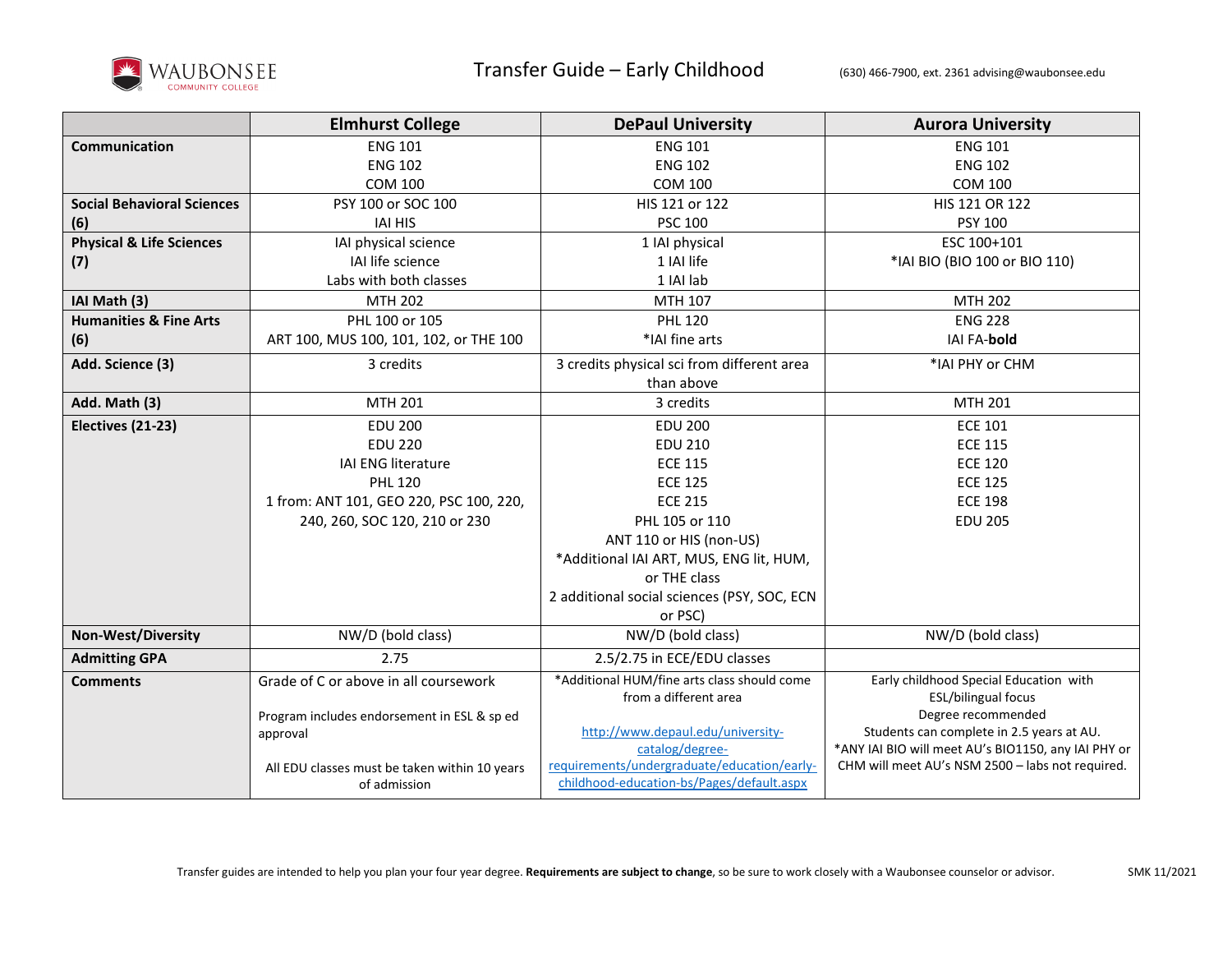# Transfer Guide – Early Childhood

(630) 466-7900, ext. 2361 advising@waubonsee.edu

| | Elmhurst College | DePaul University | Aurora University |
|---|---|---|---|
| **Communication** | ENG 101<br>ENG 102<br>COM 100 | ENG 101<br>ENG 102<br>COM 100 | ENG 101<br>ENG 102<br>COM 100 |
| **Social Behavioral Sciences (6)** | PSY 100 or SOC 100<br>IAI HIS | HIS 121 or 122<br>PSC 100 | HIS 121 OR 122<br>PSY 100 |
| **Physical & Life Sciences (7)** | IAI physical science<br>IAI life science<br>Labs with both classes | 1 IAI physical<br>1 IAI life<br>1 IAI lab | ESC 100+101<br>*IAI BIO (BIO 100 or BIO 110) |
| **IAI Math (3)** | MTH 202 | MTH 107 | MTH 202 |
| **Humanities & Fine Arts (6)** | PHL 100 or 105<br>ART 100, MUS 100, 101, 102, or THE 100 | PHL 120<br>*IAI fine arts | ENG 228<br>IAI FA-**bold** |
| **Add. Science (3)** | 3 credits | 3 credits physical sci from different area than above | *IAI PHY or CHM |
| **Add. Math (3)** | MTH 201 | 3 credits | MTH 201 |
| **Electives (21-23)** | EDU 200<br>EDU 220<br>IAI ENG literature<br>PHL 120<br>1 from: ANT 101, GEO 220, PSC 100, 220, 240, 260, SOC 120, 210 or 230 | EDU 200<br>EDU 210<br>ECE 115<br>ECE 125<br>ECE 215<br>PHL 105 or 110<br>ANT 110 or HIS (non-US)<br>*Additional IAI ART, MUS, ENG lit, HUM, or THE class<br>2 additional social sciences (PSY, SOC, ECN or PSC) | ECE 101<br>ECE 115<br>ECE 120<br>ECE 125<br>ECE 198<br>EDU 205 |
| **Non-West/Diversity** | NW/D (bold class) | NW/D (bold class) | NW/D (bold class) |
| **Admitting GPA** | 2.75 | 2.5/2.75 in ECE/EDU classes | |
| **Comments** | Grade of C or above in all coursework<br><br>Program includes endorsement in ESL & sp ed approval<br><br>All EDU classes must be taken within 10 years of admission | *Additional HUM/fine arts class should come from a different area<br><br>http://www.depaul.edu/university-catalog/degree-requirements/undergraduate/education/early-childhood-education-bs/Pages/default.aspx | Early childhood Special Education with ESL/bilingual focus<br>Degree recommended<br>Students can complete in 2.5 years at AU.<br>*ANY IAI BIO will meet AU's BIO1150, any IAI PHY or CHM will meet AU's NSM 2500 – labs not required. |

Transfer guides are intended to help you plan your four year degree. **Requirements are subject to change**, so be sure to work closely with a Waubonsee counselor or advisor.

SMK 11/2021